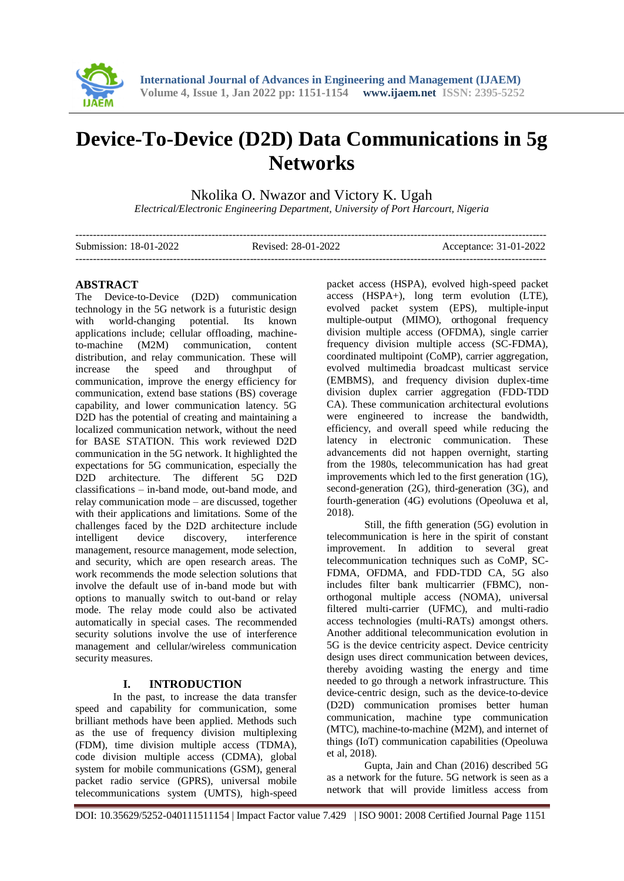# Device-To-Device (D2D) Data Communications in 5g Networks

Nkolika O. Nwazor and Victory K. Ugah

*Electrical/Electronic Engineering Department, University of Port Harcourt, Nigeria*

---

Submission: 18-01-2022    Revised: 28-01-2022    Acceptance: 31-01-2022

---

## ABSTRACT

The Device-to-Device (D2D) communication technology in the 5G network is a futuristic design with world-changing potential. Its known applications include; cellular offloading, machine-to-machine (M2M) communication, content distribution, and relay communication. These will increase the speed and throughput of communication, improve the energy efficiency for communication, extend base stations (BS) coverage capability, and lower communication latency. 5G D2D has the potential of creating and maintaining a localized communication network, without the need for BASE STATION. This work reviewed D2D communication in the 5G network. It highlighted the expectations for 5G communication, especially the D2D architecture. The different 5G D2D classifications – in-band mode, out-band mode, and relay communication mode – are discussed, together with their applications and limitations. Some of the challenges faced by the D2D architecture include intelligent device discovery, interference management, resource management, mode selection, and security, which are open research areas. The work recommends the mode selection solutions that involve the default use of in-band mode but with options to manually switch to out-band or relay mode. The relay mode could also be activated automatically in special cases. The recommended security solutions involve the use of interference management and cellular/wireless communication security measures.

## I. INTRODUCTION

In the past, to increase the data transfer speed and capability for communication, some brilliant methods have been applied. Methods such as the use of frequency division multiplexing (FDM), time division multiple access (TDMA), code division multiple access (CDMA), global system for mobile communications (GSM), general packet radio service (GPRS), universal mobile telecommunications system (UMTS), high-speed packet access (HSPA), evolved high-speed packet access (HSPA+), long term evolution (LTE), evolved packet system (EPS), multiple-input multiple-output (MIMO), orthogonal frequency division multiple access (OFDMA), single carrier frequency division multiple access (SC-FDMA), coordinated multipoint (CoMP), carrier aggregation, evolved multimedia broadcast multicast service (EMBMS), and frequency division duplex-time division duplex carrier aggregation (FDD-TDD CA). These communication architectural evolutions were engineered to increase the bandwidth, efficiency, and overall speed while reducing the latency in electronic communication. These advancements did not happen overnight, starting from the 1980s, telecommunication has had great improvements which led to the first generation (1G), second-generation (2G), third-generation (3G), and fourth-generation (4G) evolutions (Opeoluwa et al, 2018).

Still, the fifth generation (5G) evolution in telecommunication is here in the spirit of constant improvement. In addition to several great telecommunication techniques such as CoMP, SC-FDMA, OFDMA, and FDD-TDD CA, 5G also includes filter bank multicarrier (FBMC), non-orthogonal multiple access (NOMA), universal filtered multi-carrier (UFMC), and multi-radio access technologies (multi-RATs) amongst others. Another additional telecommunication evolution in 5G is the device centricity aspect. Device centricity design uses direct communication between devices, thereby avoiding wasting the energy and time needed to go through a network infrastructure. This device-centric design, such as the device-to-device (D2D) communication promises better human communication, machine type communication (MTC), machine-to-machine (M2M), and internet of things (IoT) communication capabilities (Opeoluwa et al, 2018).

Gupta, Jain and Chan (2016) described 5G as a network for the future. 5G network is seen as a network that will provide limitless access from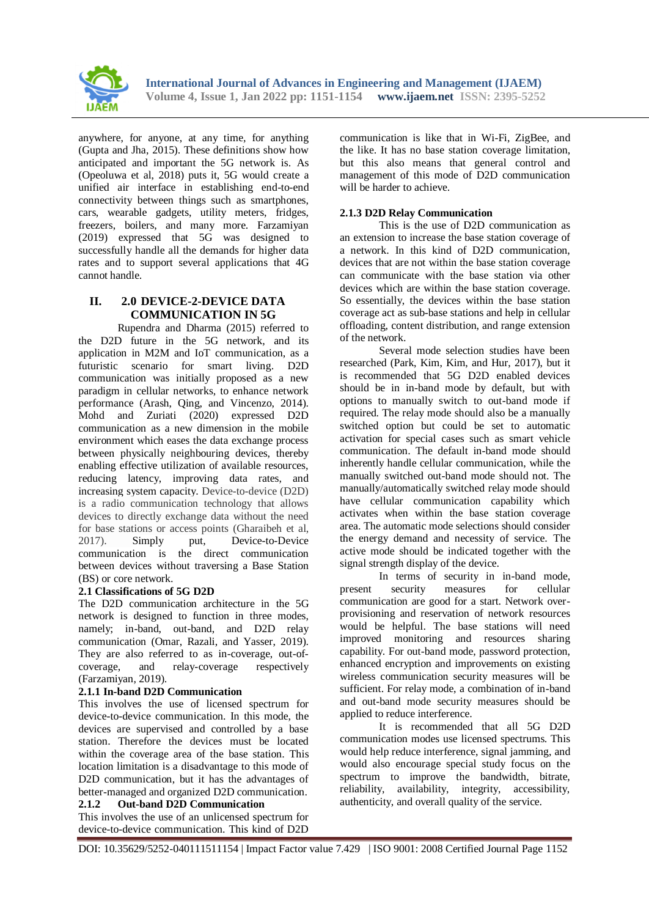anywhere, for anyone, at any time, for anything (Gupta and Jha, 2015). These definitions show how anticipated and important the 5G network is. As (Opeoluwa et al, 2018) puts it, 5G would create a unified air interface in establishing end-to-end connectivity between things such as smartphones, cars, wearable gadgets, utility meters, fridges, freezers, boilers, and many more. Farzamiyan (2019) expressed that 5G was designed to successfully handle all the demands for higher data rates and to support several applications that 4G cannot handle.

## II. 2.0 DEVICE-2-DEVICE DATA COMMUNICATION IN 5G

Rupendra and Dharma (2015) referred to the D2D future in the 5G network, and its application in M2M and IoT communication, as a futuristic scenario for smart living. D2D communication was initially proposed as a new paradigm in cellular networks, to enhance network performance (Arash, Qing, and Vincenzo, 2014). Mohd and Zuriati (2020) expressed D2D communication as a new dimension in the mobile environment which eases the data exchange process between physically neighbouring devices, thereby enabling effective utilization of available resources, reducing latency, improving data rates, and increasing system capacity. Device-to-device (D2D) is a radio communication technology that allows devices to directly exchange data without the need for base stations or access points (Gharaibeh et al, 2017). Simply put, Device-to-Device communication is the direct communication between devices without traversing a Base Station (BS) or core network.

### 2.1 Classifications of 5G D2D

The D2D communication architecture in the 5G network is designed to function in three modes, namely; in-band, out-band, and D2D relay communication (Omar, Razali, and Yasser, 2019). They are also referred to as in-coverage, out-of-coverage, and relay-coverage respectively (Farzamiyan, 2019).

#### 2.1.1 In-band D2D Communication

This involves the use of licensed spectrum for device-to-device communication. In this mode, the devices are supervised and controlled by a base station. Therefore the devices must be located within the coverage area of the base station. This location limitation is a disadvantage to this mode of D2D communication, but it has the advantages of better-managed and organized D2D communication.

#### 2.1.2 Out-band D2D Communication

This involves the use of an unlicensed spectrum for device-to-device communication. This kind of D2D communication is like that in Wi-Fi, ZigBee, and the like. It has no base station coverage limitation, but this also means that general control and management of this mode of D2D communication will be harder to achieve.

#### 2.1.3 D2D Relay Communication

This is the use of D2D communication as an extension to increase the base station coverage of a network. In this kind of D2D communication, devices that are not within the base station coverage can communicate with the base station via other devices which are within the base station coverage. So essentially, the devices within the base station coverage act as sub-base stations and help in cellular offloading, content distribution, and range extension of the network.

Several mode selection studies have been researched (Park, Kim, Kim, and Hur, 2017), but it is recommended that 5G D2D enabled devices should be in in-band mode by default, but with options to manually switch to out-band mode if required. The relay mode should also be a manually switched option but could be set to automatic activation for special cases such as smart vehicle communication. The default in-band mode should inherently handle cellular communication, while the manually switched out-band mode should not. The manually/automatically switched relay mode should have cellular communication capability which activates when within the base station coverage area. The automatic mode selections should consider the energy demand and necessity of service. The active mode should be indicated together with the signal strength display of the device.

In terms of security in in-band mode, present security measures for cellular communication are good for a start. Network over-provisioning and reservation of network resources would be helpful. The base stations will need improved monitoring and resources sharing capability. For out-band mode, password protection, enhanced encryption and improvements on existing wireless communication security measures will be sufficient. For relay mode, a combination of in-band and out-band mode security measures should be applied to reduce interference.

It is recommended that all 5G D2D communication modes use licensed spectrums. This would help reduce interference, signal jamming, and would also encourage special study focus on the spectrum to improve the bandwidth, bitrate, reliability, availability, integrity, accessibility, authenticity, and overall quality of the service.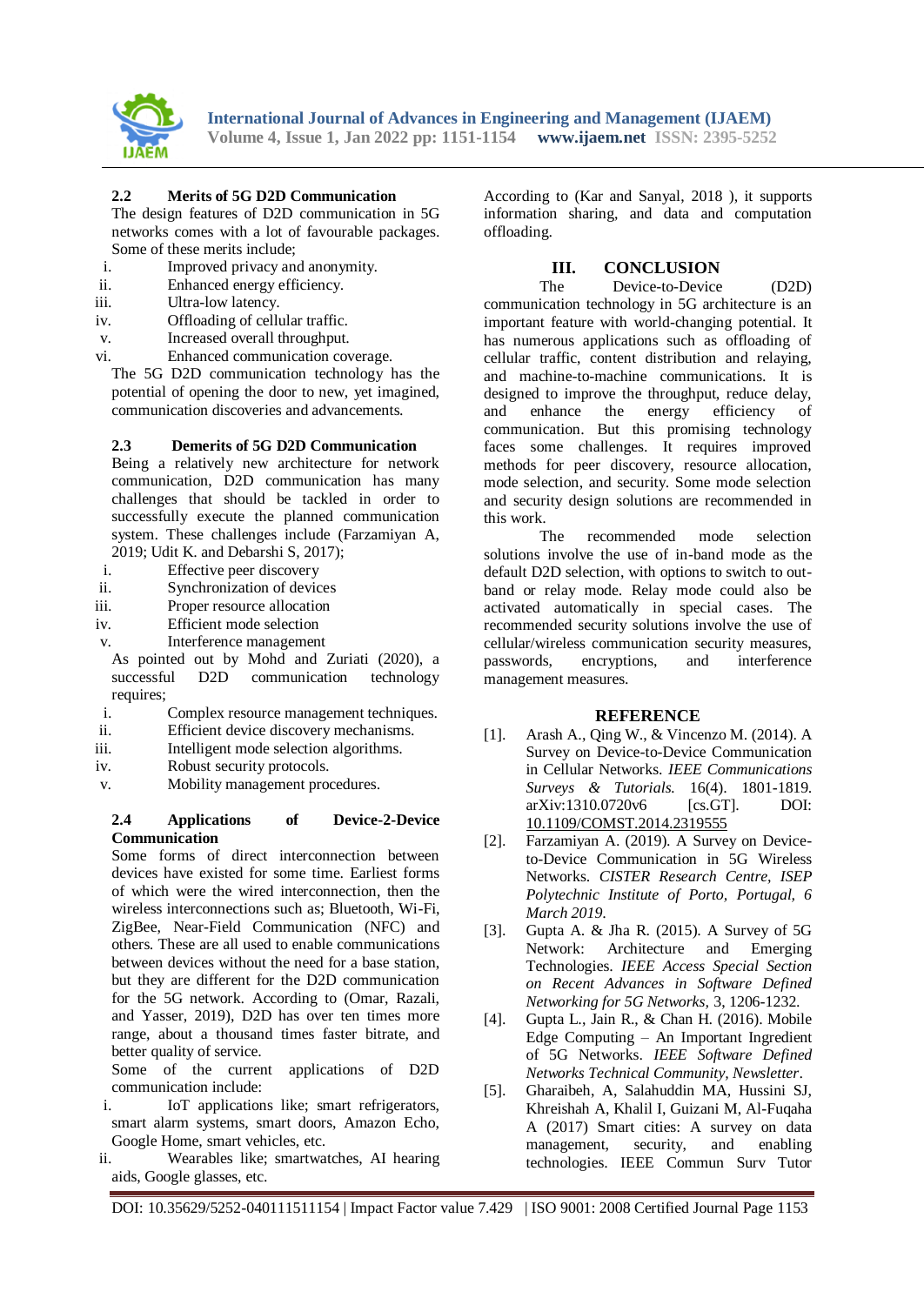### 2.2 Merits of 5G D2D Communication

The design features of D2D communication in 5G networks comes with a lot of favourable packages. Some of these merits include;

i. Improved privacy and anonymity.
ii. Enhanced energy efficiency.
iii. Ultra-low latency.
iv. Offloading of cellular traffic.
v. Increased overall throughput.
vi. Enhanced communication coverage.

The 5G D2D communication technology has the potential of opening the door to new, yet imagined, communication discoveries and advancements.

### 2.3 Demerits of 5G D2D Communication

Being a relatively new architecture for network communication, D2D communication has many challenges that should be tackled in order to successfully execute the planned communication system. These challenges include (Farzamiyan A, 2019; Udit K. and Debarshi S, 2017);

i. Effective peer discovery
ii. Synchronization of devices
iii. Proper resource allocation
iv. Efficient mode selection
v. Interference management

As pointed out by Mohd and Zuriati (2020), a successful D2D communication technology requires;

i. Complex resource management techniques.
ii. Efficient device discovery mechanisms.
iii. Intelligent mode selection algorithms.
iv. Robust security protocols.
v. Mobility management procedures.

### 2.4 Applications of Device-2-Device Communication

Some forms of direct interconnection between devices have existed for some time. Earliest forms of which were the wired interconnection, then the wireless interconnections such as; Bluetooth, Wi-Fi, ZigBee, Near-Field Communication (NFC) and others. These are all used to enable communications between devices without the need for a base station, but they are different for the D2D communication for the 5G network. According to (Omar, Razali, and Yasser, 2019), D2D has over ten times more range, about a thousand times faster bitrate, and better quality of service.

Some of the current applications of D2D communication include:

i. IoT applications like; smart refrigerators, smart alarm systems, smart doors, Amazon Echo, Google Home, smart vehicles, etc.
ii. Wearables like; smartwatches, AI hearing aids, Google glasses, etc.

According to (Kar and Sanyal, 2018 ), it supports information sharing, and data and computation offloading.

## III. CONCLUSION

The Device-to-Device (D2D) communication technology in 5G architecture is an important feature with world-changing potential. It has numerous applications such as offloading of cellular traffic, content distribution and relaying, and machine-to-machine communications. It is designed to improve the throughput, reduce delay, and enhance the energy efficiency of communication. But this promising technology faces some challenges. It requires improved methods for peer discovery, resource allocation, mode selection, and security. Some mode selection and security design solutions are recommended in this work.

The recommended mode selection solutions involve the use of in-band mode as the default D2D selection, with options to switch to out-band or relay mode. Relay mode could also be activated automatically in special cases. The recommended security solutions involve the use of cellular/wireless communication security measures, passwords, encryptions, and interference management measures.

## REFERENCE

[1]. Arash A., Qing W., & Vincenzo M. (2014). A Survey on Device-to-Device Communication in Cellular Networks. *IEEE Communications Surveys & Tutorials.* 16(4). 1801-1819. arXiv:1310.0720v6 [cs.GT]. DOI: 10.1109/COMST.2014.2319555

[2]. Farzamiyan A. (2019). A Survey on Device-to-Device Communication in 5G Wireless Networks. *CISTER Research Centre, ISEP Polytechnic Institute of Porto, Portugal, 6 March 2019.*

[3]. Gupta A. & Jha R. (2015). A Survey of 5G Network: Architecture and Emerging Technologies. *IEEE Access Special Section on Recent Advances in Software Defined Networking for 5G Networks,* 3, 1206-1232.

[4]. Gupta L., Jain R., & Chan H. (2016). Mobile Edge Computing – An Important Ingredient of 5G Networks. *IEEE Software Defined Networks Technical Community, Newsletter*.

[5]. Gharaibeh, A, Salahuddin MA, Hussini SJ, Khreishah A, Khalil I, Guizani M, Al-Fuqaha A (2017) Smart cities: A survey on data management, security, and enabling technologies. IEEE Commun Surv Tutor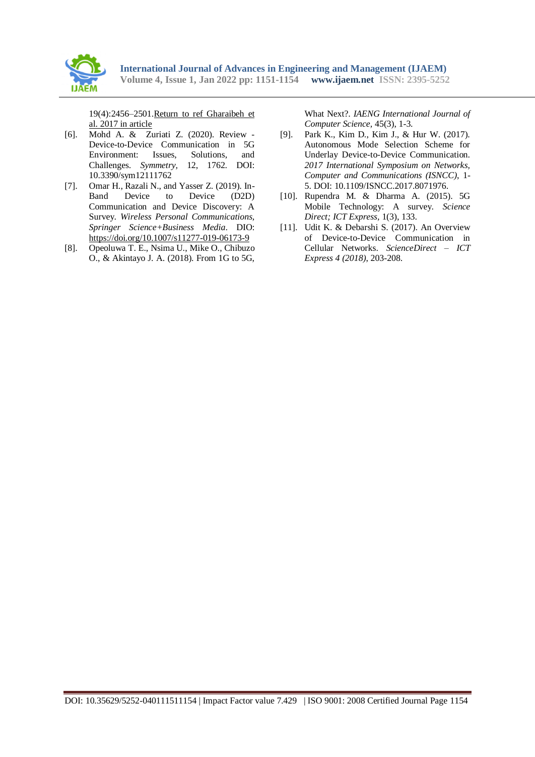19(4):2456–2501.Return to ref Gharaibeh et al. 2017 in article

[6]. Mohd A. & Zuriati Z. (2020). Review - Device-to-Device Communication in 5G Environment: Issues, Solutions, and Challenges. *Symmetry*, 12, 1762. DOI: 10.3390/sym12111762

[7]. Omar H., Razali N., and Yasser Z. (2019). In-Band Device to Device (D2D) Communication and Device Discovery: A Survey. *Wireless Personal Communications, Springer Science+Business Media*. DIO: https://doi.org/10.1007/s11277-019-06173-9

[8]. Opeoluwa T. E., Nsima U., Mike O., Chibuzo O., & Akintayo J. A. (2018). From 1G to 5G, What Next?. *IAENG International Journal of Computer Science*, 45(3), 1-3.

[9]. Park K., Kim D., Kim J., & Hur W. (2017). Autonomous Mode Selection Scheme for Underlay Device-to-Device Communication. *2017 International Symposium on Networks, Computer and Communications (ISNCC)*, 1-5. DOI: 10.1109/ISNCC.2017.8071976.

[10]. Rupendra M. & Dharma A. (2015). 5G Mobile Technology: A survey. *Science Direct; ICT Express*, 1(3), 133.

[11]. Udit K. & Debarshi S. (2017). An Overview of Device-to-Device Communication in Cellular Networks. *ScienceDirect – ICT Express 4 (2018)*, 203-208.